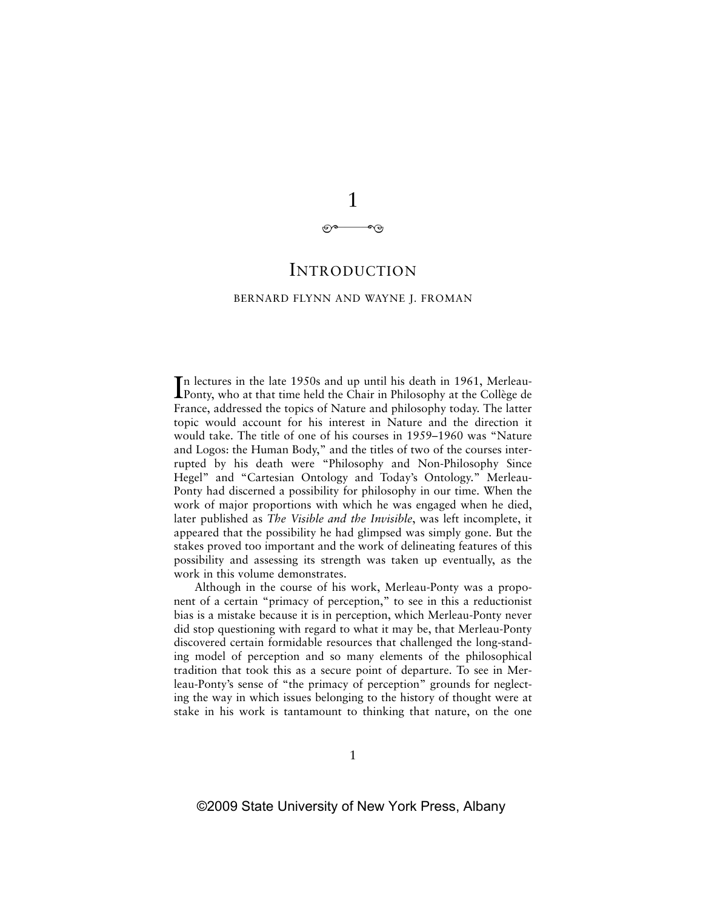# 1

# Introduction

BERNARD FLYNN AND WAYNE J. FROMAN

In lectures in the late 1950s and up until his death in 1961, Merleau-Ponty, who at that time held the Chair in Philosophy at the Collège de France, addressed the topics of Nature and philosophy today. The latter topic would account for his interest in Nature and the direction it would take. The title of one of his courses in 1959–1960 was "Nature and Logos: the Human Body," and the titles of two of the courses interrupted by his death were "Philosophy and Non-Philosophy Since Hegel" and "Cartesian Ontology and Today's Ontology." Merleau-Ponty had discerned a possibility for philosophy in our time. When the work of major proportions with which he was engaged when he died, later published as *The Visible and the Invisible*, was left incomplete, it appeared that the possibility he had glimpsed was simply gone. But the stakes proved too important and the work of delineating features of this possibility and assessing its strength was taken up eventually, as the work in this volume demonstrates.

Although in the course of his work, Merleau-Ponty was a proponent of a certain "primacy of perception," to see in this a reductionist bias is a mistake because it is in perception, which Merleau-Ponty never did stop questioning with regard to what it may be, that Merleau-Ponty discovered certain formidable resources that challenged the long-standing model of perception and so many elements of the philosophical tradition that took this as a secure point of departure. To see in Merleau-Ponty's sense of "the primacy of perception" grounds for neglecting the way in which issues belonging to the history of thought were at stake in his work is tantamount to thinking that nature, on the one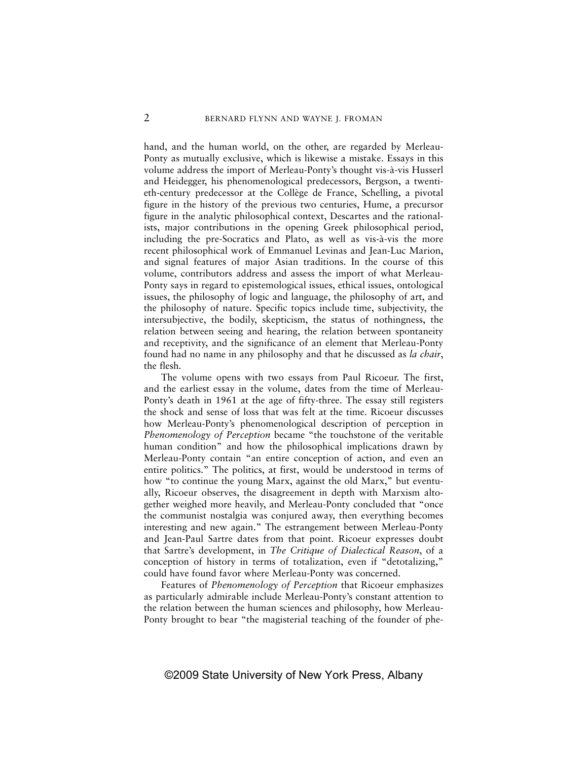hand, and the human world, on the other, are regarded by Merleau-Ponty as mutually exclusive, which is likewise a mistake. Essays in this volume address the import of Merleau-Ponty's thought vis-à-vis Husserl and Heidegger, his phenomenological predecessors, Bergson, a twentieth-century predecessor at the Collège de France, Schelling, a pivotal figure in the history of the previous two centuries, Hume, a precursor figure in the analytic philosophical context, Descartes and the rationalists, major contributions in the opening Greek philosophical period, including the pre-Socratics and Plato, as well as vis-à-vis the more recent philosophical work of Emmanuel Levinas and Jean-Luc Marion, and signal features of major Asian traditions. In the course of this volume, contributors address and assess the import of what Merleau-Ponty says in regard to epistemological issues, ethical issues, ontological issues, the philosophy of logic and language, the philosophy of art, and the philosophy of nature. Specific topics include time, subjectivity, the intersubjective, the bodily, skepticism, the status of nothingness, the relation between seeing and hearing, the relation between spontaneity and receptivity, and the significance of an element that Merleau-Ponty found had no name in any philosophy and that he discussed as *la chair*, the flesh.

The volume opens with two essays from Paul Ricoeur. The first, and the earliest essay in the volume, dates from the time of Merleau-Ponty's death in 1961 at the age of fifty-three. The essay still registers the shock and sense of loss that was felt at the time. Ricoeur discusses how Merleau-Ponty's phenomenological description of perception in *Phenomenology of Perception* became "the touchstone of the veritable human condition" and how the philosophical implications drawn by Merleau-Ponty contain "an entire conception of action, and even an entire politics." The politics, at first, would be understood in terms of how "to continue the young Marx, against the old Marx," but eventually, Ricoeur observes, the disagreement in depth with Marxism altogether weighed more heavily, and Merleau-Ponty concluded that "once the communist nostalgia was conjured away, then everything becomes interesting and new again." The estrangement between Merleau-Ponty and Jean-Paul Sartre dates from that point. Ricoeur expresses doubt that Sartre's development, in *The Critique of Dialectical Reason*, of a conception of history in terms of totalization, even if "detotalizing," could have found favor where Merleau-Ponty was concerned.

Features of *Phenomenology of Perception* that Ricoeur emphasizes as particularly admirable include Merleau-Ponty's constant attention to the relation between the human sciences and philosophy, how Merleau-Ponty brought to bear "the magisterial teaching of the founder of phe-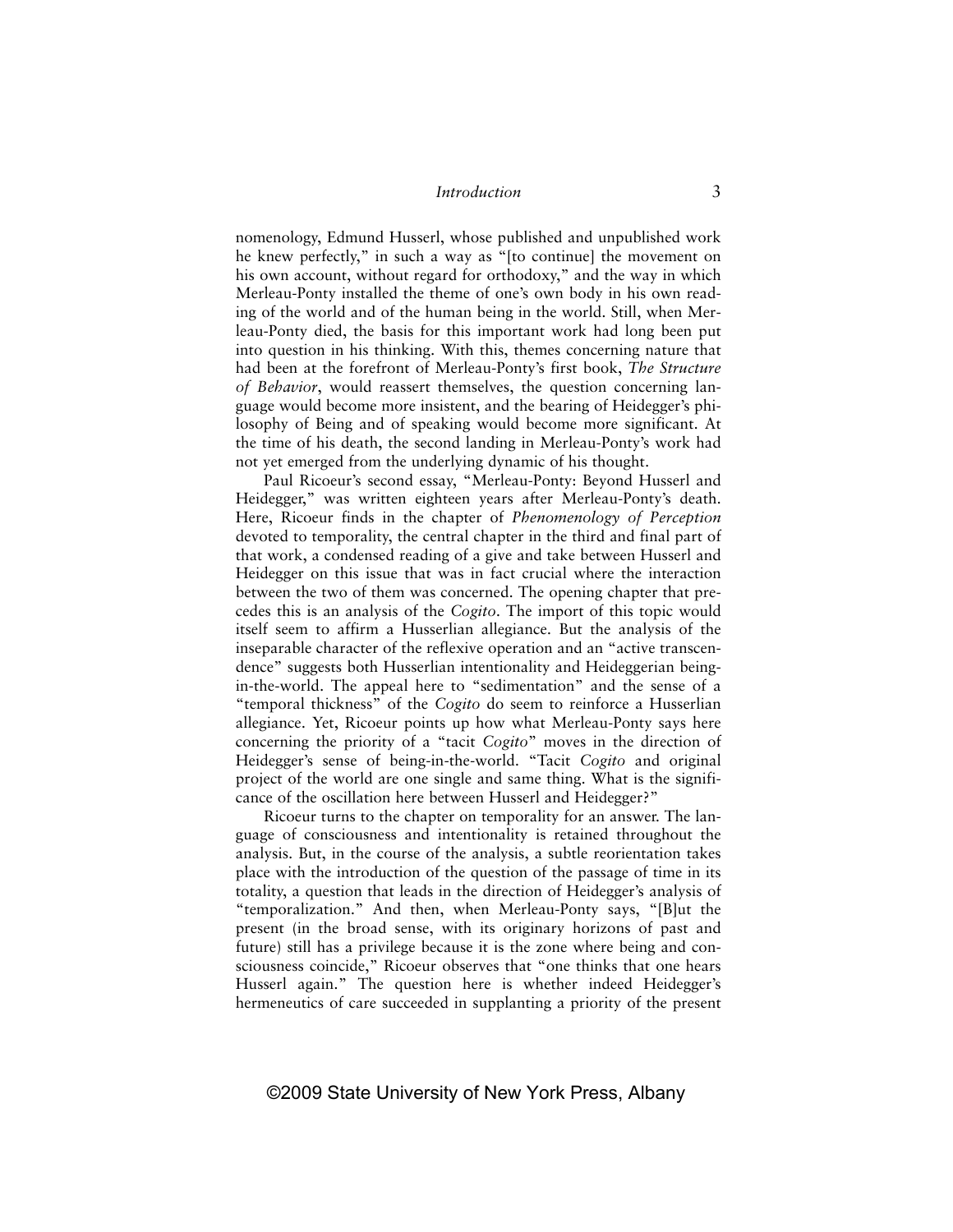nomenology, Edmund Husserl, whose published and unpublished work he knew perfectly," in such a way as "[to continue] the movement on his own account, without regard for orthodoxy," and the way in which Merleau-Ponty installed the theme of one's own body in his own reading of the world and of the human being in the world. Still, when Merleau-Ponty died, the basis for this important work had long been put into question in his thinking. With this, themes concerning nature that had been at the forefront of Merleau-Ponty's first book, *The Structure of Behavior*, would reassert themselves, the question concerning language would become more insistent, and the bearing of Heidegger's philosophy of Being and of speaking would become more significant. At the time of his death, the second landing in Merleau-Ponty's work had not yet emerged from the underlying dynamic of his thought.

Paul Ricoeur's second essay, "Merleau-Ponty: Beyond Husserl and Heidegger," was written eighteen years after Merleau-Ponty's death. Here, Ricoeur finds in the chapter of *Phenomenology of Perception* devoted to temporality, the central chapter in the third and final part of that work, a condensed reading of a give and take between Husserl and Heidegger on this issue that was in fact crucial where the interaction between the two of them was concerned. The opening chapter that precedes this is an analysis of the *Cogito*. The import of this topic would itself seem to affirm a Husserlian allegiance. But the analysis of the inseparable character of the reflexive operation and an "active transcendence" suggests both Husserlian intentionality and Heideggerian being-in-the-world. The appeal here to "sedimentation" and the sense of a "temporal thickness" of the *Cogito* do seem to reinforce a Husserlian allegiance. Yet, Ricoeur points up how what Merleau-Ponty says here concerning the priority of a "tacit *Cogito*" moves in the direction of Heidegger's sense of being-in-the-world. "Tacit *Cogito* and original project of the world are one single and same thing. What is the significance of the oscillation here between Husserl and Heidegger?"

Ricoeur turns to the chapter on temporality for an answer. The language of consciousness and intentionality is retained throughout the analysis. But, in the course of the analysis, a subtle reorientation takes place with the introduction of the question of the passage of time in its totality, a question that leads in the direction of Heidegger's analysis of "temporalization." And then, when Merleau-Ponty says, "[B]ut the present (in the broad sense, with its originary horizons of past and future) still has a privilege because it is the zone where being and consciousness coincide," Ricoeur observes that "one thinks that one hears Husserl again." The question here is whether indeed Heidegger's hermeneutics of care succeeded in supplanting a priority of the present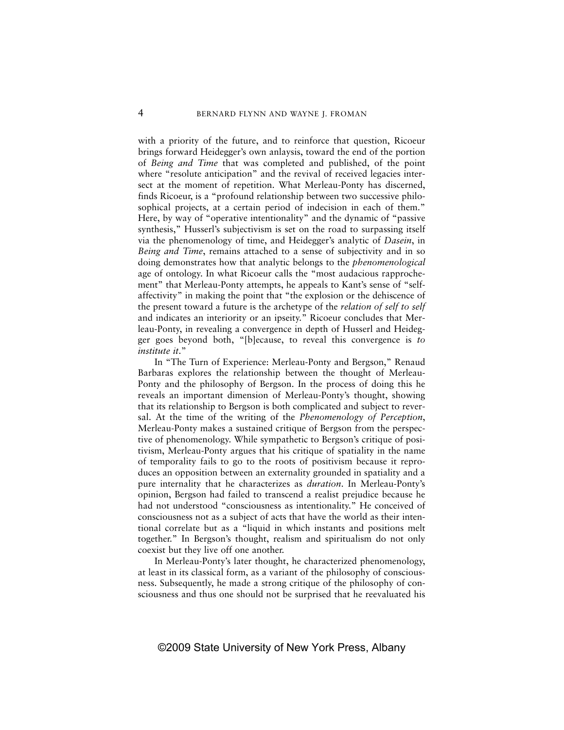with a priority of the future, and to reinforce that question, Ricoeur brings forward Heidegger's own anlaysis, toward the end of the portion of *Being and Time* that was completed and published, of the point where "resolute anticipation" and the revival of received legacies intersect at the moment of repetition. What Merleau-Ponty has discerned, finds Ricoeur, is a "profound relationship between two successive philosophical projects, at a certain period of indecision in each of them." Here, by way of "operative intentionality" and the dynamic of "passive synthesis," Husserl's subjectivism is set on the road to surpassing itself via the phenomenology of time, and Heidegger's analytic of *Dasein*, in *Being and Time*, remains attached to a sense of subjectivity and in so doing demonstrates how that analytic belongs to the *phenomenological* age of ontology. In what Ricoeur calls the "most audacious rapprochement" that Merleau-Ponty attempts, he appeals to Kant's sense of "self-affectivity" in making the point that "the explosion or the dehiscence of the present toward a future is the archetype of the *relation of self to self* and indicates an interiority or an ipseity." Ricoeur concludes that Merleau-Ponty, in revealing a convergence in depth of Husserl and Heidegger goes beyond both, "[b]ecause, to reveal this convergence is *to institute it*."

In "The Turn of Experience: Merleau-Ponty and Bergson," Renaud Barbaras explores the relationship between the thought of Merleau-Ponty and the philosophy of Bergson. In the process of doing this he reveals an important dimension of Merleau-Ponty's thought, showing that its relationship to Bergson is both complicated and subject to reversal. At the time of the writing of the *Phenomenology of Perception*, Merleau-Ponty makes a sustained critique of Bergson from the perspective of phenomenology. While sympathetic to Bergson's critique of positivism, Merleau-Ponty argues that his critique of spatiality in the name of temporality fails to go to the roots of positivism because it reproduces an opposition between an externality grounded in spatiality and a pure internality that he characterizes as *duration*. In Merleau-Ponty's opinion, Bergson had failed to transcend a realist prejudice because he had not understood "consciousness as intentionality." He conceived of consciousness not as a subject of acts that have the world as their intentional correlate but as a "liquid in which instants and positions melt together." In Bergson's thought, realism and spiritualism do not only coexist but they live off one another.

In Merleau-Ponty's later thought, he characterized phenomenology, at least in its classical form, as a variant of the philosophy of consciousness. Subsequently, he made a strong critique of the philosophy of consciousness and thus one should not be surprised that he reevaluated his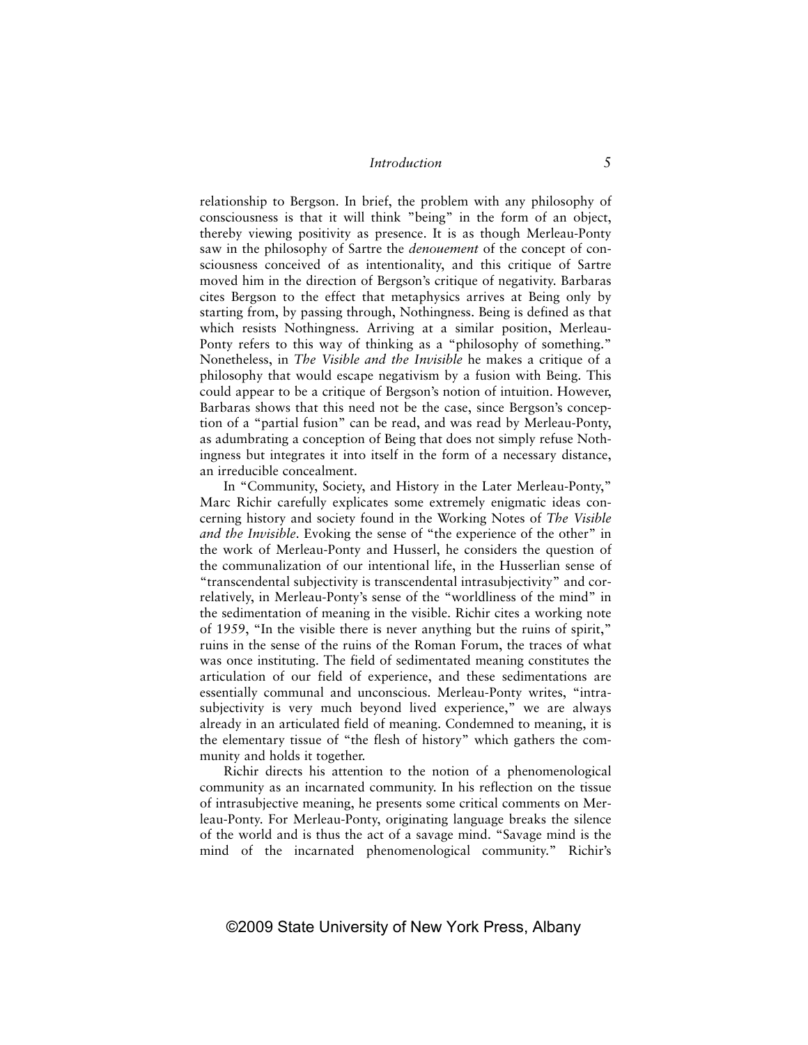relationship to Bergson. In brief, the problem with any philosophy of consciousness is that it will think "being" in the form of an object, thereby viewing positivity as presence. It is as though Merleau-Ponty saw in the philosophy of Sartre the *denouement* of the concept of consciousness conceived of as intentionality, and this critique of Sartre moved him in the direction of Bergson's critique of negativity. Barbaras cites Bergson to the effect that metaphysics arrives at Being only by starting from, by passing through, Nothingness. Being is defined as that which resists Nothingness. Arriving at a similar position, Merleau-Ponty refers to this way of thinking as a "philosophy of something." Nonetheless, in *The Visible and the Invisible* he makes a critique of a philosophy that would escape negativism by a fusion with Being. This could appear to be a critique of Bergson's notion of intuition. However, Barbaras shows that this need not be the case, since Bergson's conception of a "partial fusion" can be read, and was read by Merleau-Ponty, as adumbrating a conception of Being that does not simply refuse Nothingness but integrates it into itself in the form of a necessary distance, an irreducible concealment.

In "Community, Society, and History in the Later Merleau-Ponty," Marc Richir carefully explicates some extremely enigmatic ideas concerning history and society found in the Working Notes of *The Visible and the Invisible*. Evoking the sense of "the experience of the other" in the work of Merleau-Ponty and Husserl, he considers the question of the communalization of our intentional life, in the Husserlian sense of "transcendental subjectivity is transcendental intrasubjectivity" and correlatively, in Merleau-Ponty's sense of the "worldliness of the mind" in the sedimentation of meaning in the visible. Richir cites a working note of 1959, "In the visible there is never anything but the ruins of spirit," ruins in the sense of the ruins of the Roman Forum, the traces of what was once instituting. The field of sedimentated meaning constitutes the articulation of our field of experience, and these sedimentations are essentially communal and unconscious. Merleau-Ponty writes, "intrasubjectivity is very much beyond lived experience," we are always already in an articulated field of meaning. Condemned to meaning, it is the elementary tissue of "the flesh of history" which gathers the community and holds it together.

Richir directs his attention to the notion of a phenomenological community as an incarnated community. In his reflection on the tissue of intrasubjective meaning, he presents some critical comments on Merleau-Ponty. For Merleau-Ponty, originating language breaks the silence of the world and is thus the act of a savage mind. "Savage mind is the mind of the incarnated phenomenological community." Richir's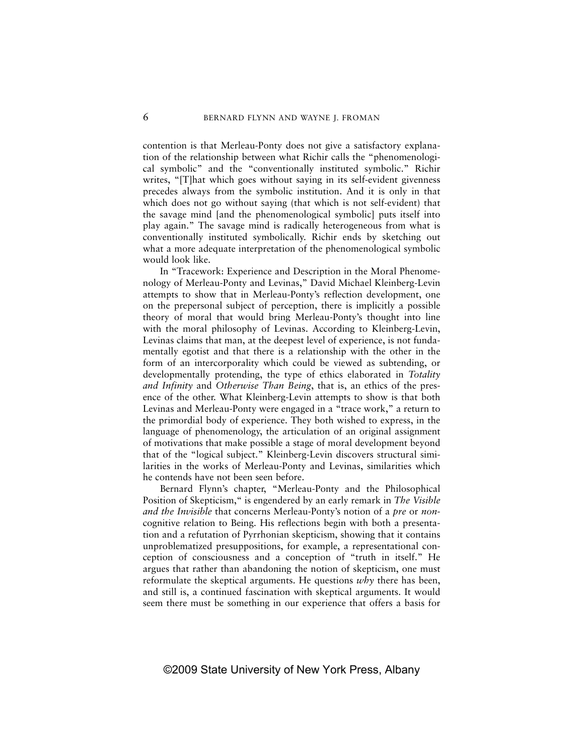contention is that Merleau-Ponty does not give a satisfactory explanation of the relationship between what Richir calls the "phenomenological symbolic" and the "conventionally instituted symbolic." Richir writes, "[T]hat which goes without saying in its self-evident givenness precedes always from the symbolic institution. And it is only in that which does not go without saying (that which is not self-evident) that the savage mind [and the phenomenological symbolic] puts itself into play again." The savage mind is radically heterogeneous from what is conventionally instituted symbolically. Richir ends by sketching out what a more adequate interpretation of the phenomenological symbolic would look like.

In "Tracework: Experience and Description in the Moral Phenomenology of Merleau-Ponty and Levinas," David Michael Kleinberg-Levin attempts to show that in Merleau-Ponty's reflection development, one on the prepersonal subject of perception, there is implicitly a possible theory of moral that would bring Merleau-Ponty's thought into line with the moral philosophy of Levinas. According to Kleinberg-Levin, Levinas claims that man, at the deepest level of experience, is not fundamentally egotist and that there is a relationship with the other in the form of an intercorporality which could be viewed as subtending, or developmentally protending, the type of ethics elaborated in *Totality and Infinity* and *Otherwise Than Being*, that is, an ethics of the presence of the other. What Kleinberg-Levin attempts to show is that both Levinas and Merleau-Ponty were engaged in a "trace work," a return to the primordial body of experience. They both wished to express, in the language of phenomenology, the articulation of an original assignment of motivations that make possible a stage of moral development beyond that of the "logical subject." Kleinberg-Levin discovers structural similarities in the works of Merleau-Ponty and Levinas, similarities which he contends have not been seen before.

Bernard Flynn's chapter, "Merleau-Ponty and the Philosophical Position of Skepticism," is engendered by an early remark in *The Visible and the Invisible* that concerns Merleau-Ponty's notion of a *pre* or *non*-cognitive relation to Being. His reflections begin with both a presentation and a refutation of Pyrrhonian skepticism, showing that it contains unproblematized presuppositions, for example, a representational conception of consciousness and a conception of "truth in itself." He argues that rather than abandoning the notion of skepticism, one must reformulate the skeptical arguments. He questions *why* there has been, and still is, a continued fascination with skeptical arguments. It would seem there must be something in our experience that offers a basis for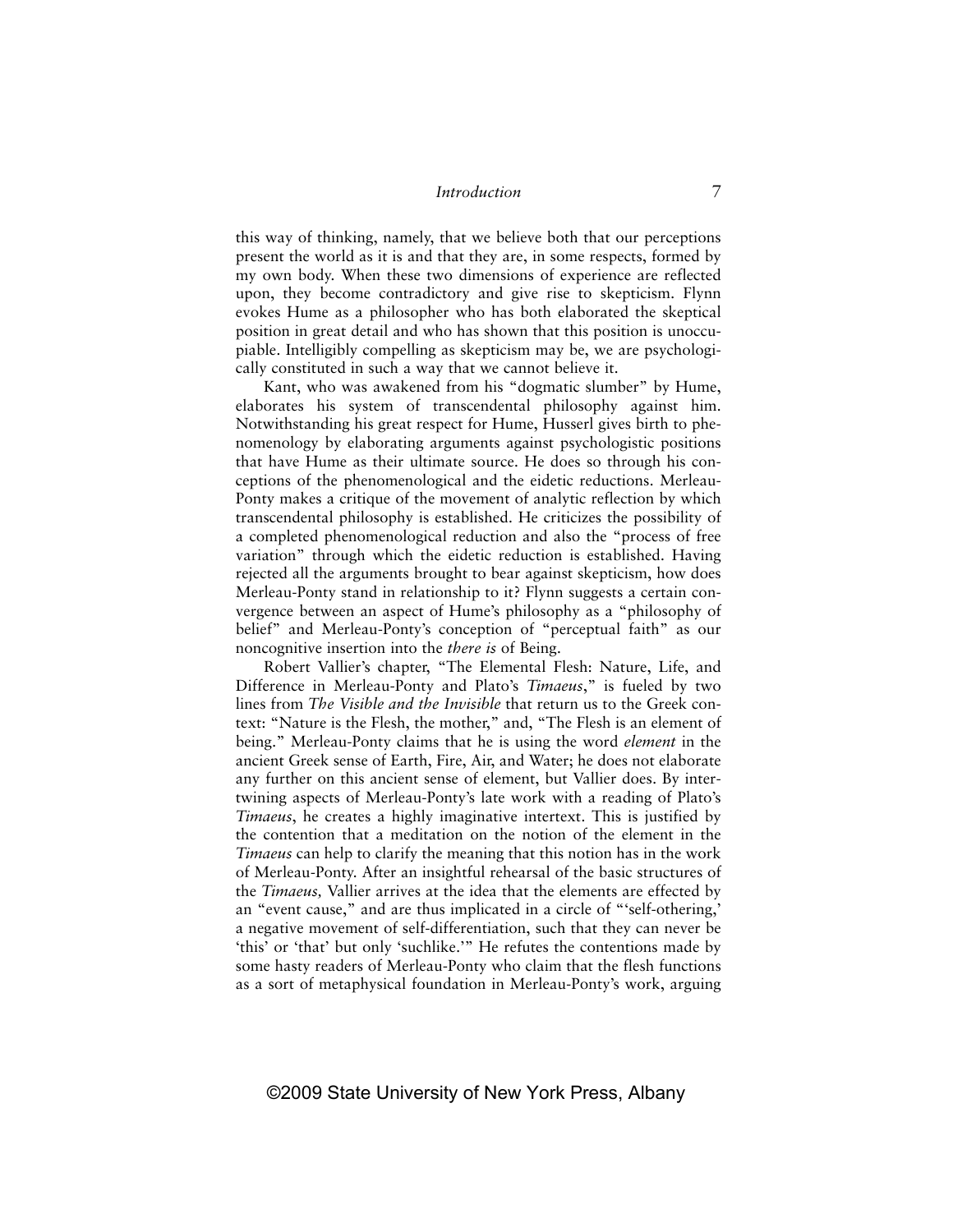this way of thinking, namely, that we believe both that our perceptions present the world as it is and that they are, in some respects, formed by my own body. When these two dimensions of experience are reflected upon, they become contradictory and give rise to skepticism. Flynn evokes Hume as a philosopher who has both elaborated the skeptical position in great detail and who has shown that this position is unoccupiable. Intelligibly compelling as skepticism may be, we are psychologically constituted in such a way that we cannot believe it.

Kant, who was awakened from his "dogmatic slumber" by Hume, elaborates his system of transcendental philosophy against him. Notwithstanding his great respect for Hume, Husserl gives birth to phenomenology by elaborating arguments against psychologistic positions that have Hume as their ultimate source. He does so through his conceptions of the phenomenological and the eidetic reductions. Merleau-Ponty makes a critique of the movement of analytic reflection by which transcendental philosophy is established. He criticizes the possibility of a completed phenomenological reduction and also the "process of free variation" through which the eidetic reduction is established. Having rejected all the arguments brought to bear against skepticism, how does Merleau-Ponty stand in relationship to it? Flynn suggests a certain convergence between an aspect of Hume's philosophy as a "philosophy of belief" and Merleau-Ponty's conception of "perceptual faith" as our noncognitive insertion into the *there is* of Being.

Robert Vallier's chapter, "The Elemental Flesh: Nature, Life, and Difference in Merleau-Ponty and Plato's *Timaeus*," is fueled by two lines from *The Visible and the Invisible* that return us to the Greek context: "Nature is the Flesh, the mother," and, "The Flesh is an element of being." Merleau-Ponty claims that he is using the word *element* in the ancient Greek sense of Earth, Fire, Air, and Water; he does not elaborate any further on this ancient sense of element, but Vallier does. By intertwining aspects of Merleau-Ponty's late work with a reading of Plato's *Timaeus*, he creates a highly imaginative intertext. This is justified by the contention that a meditation on the notion of the element in the *Timaeus* can help to clarify the meaning that this notion has in the work of Merleau-Ponty. After an insightful rehearsal of the basic structures of the *Timaeus,* Vallier arrives at the idea that the elements are effected by an "event cause," and are thus implicated in a circle of "'self-othering,' a negative movement of self-differentiation, such that they can never be 'this' or 'that' but only 'suchlike.'" He refutes the contentions made by some hasty readers of Merleau-Ponty who claim that the flesh functions as a sort of metaphysical foundation in Merleau-Ponty's work, arguing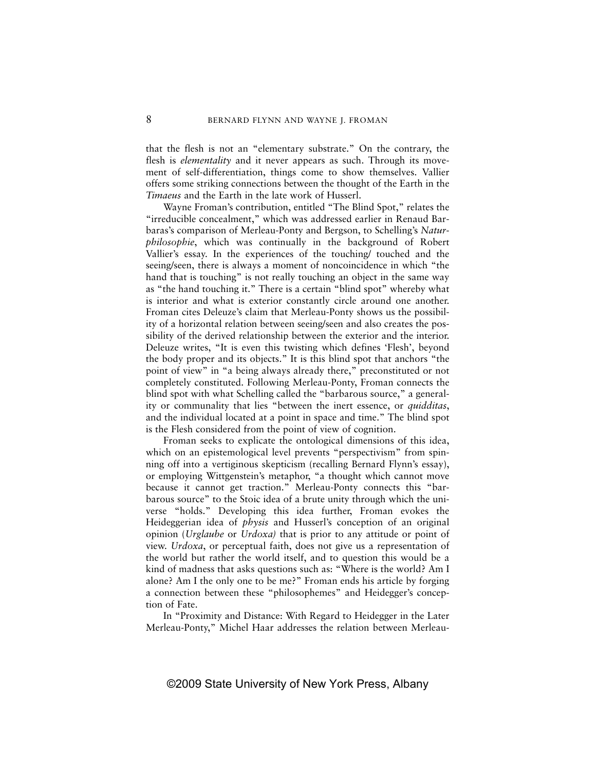that the flesh is not an "elementary substrate." On the contrary, the flesh is *elementality* and it never appears as such. Through its movement of self-differentiation, things come to show themselves. Vallier offers some striking connections between the thought of the Earth in the *Timaeus* and the Earth in the late work of Husserl.

Wayne Froman's contribution, entitled "The Blind Spot," relates the "irreducible concealment," which was addressed earlier in Renaud Barbaras's comparison of Merleau-Ponty and Bergson, to Schelling's *Naturphilosophie*, which was continually in the background of Robert Vallier's essay. In the experiences of the touching/ touched and the seeing/seen, there is always a moment of noncoincidence in which "the hand that is touching" is not really touching an object in the same way as "the hand touching it." There is a certain "blind spot" whereby what is interior and what is exterior constantly circle around one another. Froman cites Deleuze's claim that Merleau-Ponty shows us the possibility of a horizontal relation between seeing/seen and also creates the possibility of the derived relationship between the exterior and the interior. Deleuze writes, "It is even this twisting which defines 'Flesh', beyond the body proper and its objects." It is this blind spot that anchors "the point of view" in "a being always already there," preconstituted or not completely constituted. Following Merleau-Ponty, Froman connects the blind spot with what Schelling called the "barbarous source," a generality or communality that lies "between the inert essence, or *quidditas*, and the individual located at a point in space and time." The blind spot is the Flesh considered from the point of view of cognition.

Froman seeks to explicate the ontological dimensions of this idea, which on an epistemological level prevents "perspectivism" from spinning off into a vertiginous skepticism (recalling Bernard Flynn's essay), or employing Wittgenstein's metaphor, "a thought which cannot move because it cannot get traction." Merleau-Ponty connects this "barbarous source" to the Stoic idea of a brute unity through which the universe "holds." Developing this idea further, Froman evokes the Heideggerian idea of *physis* and Husserl's conception of an original opinion (*Urglaube* or *Urdoxa)* that is prior to any attitude or point of view. *Urdoxa*, or perceptual faith, does not give us a representation of the world but rather the world itself, and to question this would be a kind of madness that asks questions such as: "Where is the world? Am I alone? Am I the only one to be me?" Froman ends his article by forging a connection between these "philosophemes" and Heidegger's conception of Fate.

In "Proximity and Distance: With Regard to Heidegger in the Later Merleau-Ponty," Michel Haar addresses the relation between Merleau-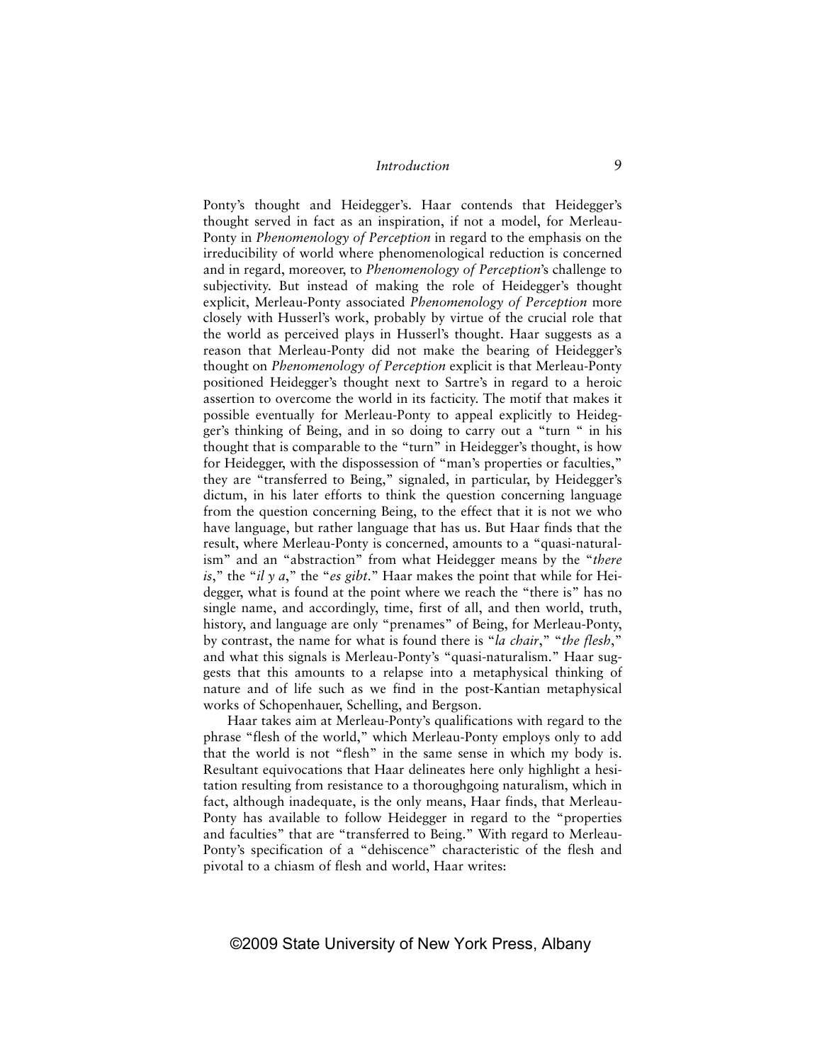Ponty's thought and Heidegger's. Haar contends that Heidegger's thought served in fact as an inspiration, if not a model, for Merleau-Ponty in *Phenomenology of Perception* in regard to the emphasis on the irreducibility of world where phenomenological reduction is concerned and in regard, moreover, to *Phenomenology of Perception*'s challenge to subjectivity. But instead of making the role of Heidegger's thought explicit, Merleau-Ponty associated *Phenomenology of Perception* more closely with Husserl's work, probably by virtue of the crucial role that the world as perceived plays in Husserl's thought. Haar suggests as a reason that Merleau-Ponty did not make the bearing of Heidegger's thought on *Phenomenology of Perception* explicit is that Merleau-Ponty positioned Heidegger's thought next to Sartre's in regard to a heroic assertion to overcome the world in its facticity. The motif that makes it possible eventually for Merleau-Ponty to appeal explicitly to Heidegger's thinking of Being, and in so doing to carry out a "turn " in his thought that is comparable to the "turn" in Heidegger's thought, is how for Heidegger, with the dispossession of "man's properties or faculties," they are "transferred to Being," signaled, in particular, by Heidegger's dictum, in his later efforts to think the question concerning language from the question concerning Being, to the effect that it is not we who have language, but rather language that has us. But Haar finds that the result, where Merleau-Ponty is concerned, amounts to a "quasi-naturalism" and an "abstraction" from what Heidegger means by the "*there is*," the "*il y a*," the "*es gibt*." Haar makes the point that while for Heidegger, what is found at the point where we reach the "there is" has no single name, and accordingly, time, first of all, and then world, truth, history, and language are only "prenames" of Being, for Merleau-Ponty, by contrast, the name for what is found there is "*la chair*," "*the flesh*," and what this signals is Merleau-Ponty's "quasi-naturalism." Haar suggests that this amounts to a relapse into a metaphysical thinking of nature and of life such as we find in the post-Kantian metaphysical works of Schopenhauer, Schelling, and Bergson.

Haar takes aim at Merleau-Ponty's qualifications with regard to the phrase "flesh of the world," which Merleau-Ponty employs only to add that the world is not "flesh" in the same sense in which my body is. Resultant equivocations that Haar delineates here only highlight a hesitation resulting from resistance to a thoroughgoing naturalism, which in fact, although inadequate, is the only means, Haar finds, that Merleau-Ponty has available to follow Heidegger in regard to the "properties and faculties" that are "transferred to Being." With regard to Merleau-Ponty's specification of a "dehiscence" characteristic of the flesh and pivotal to a chiasm of flesh and world, Haar writes: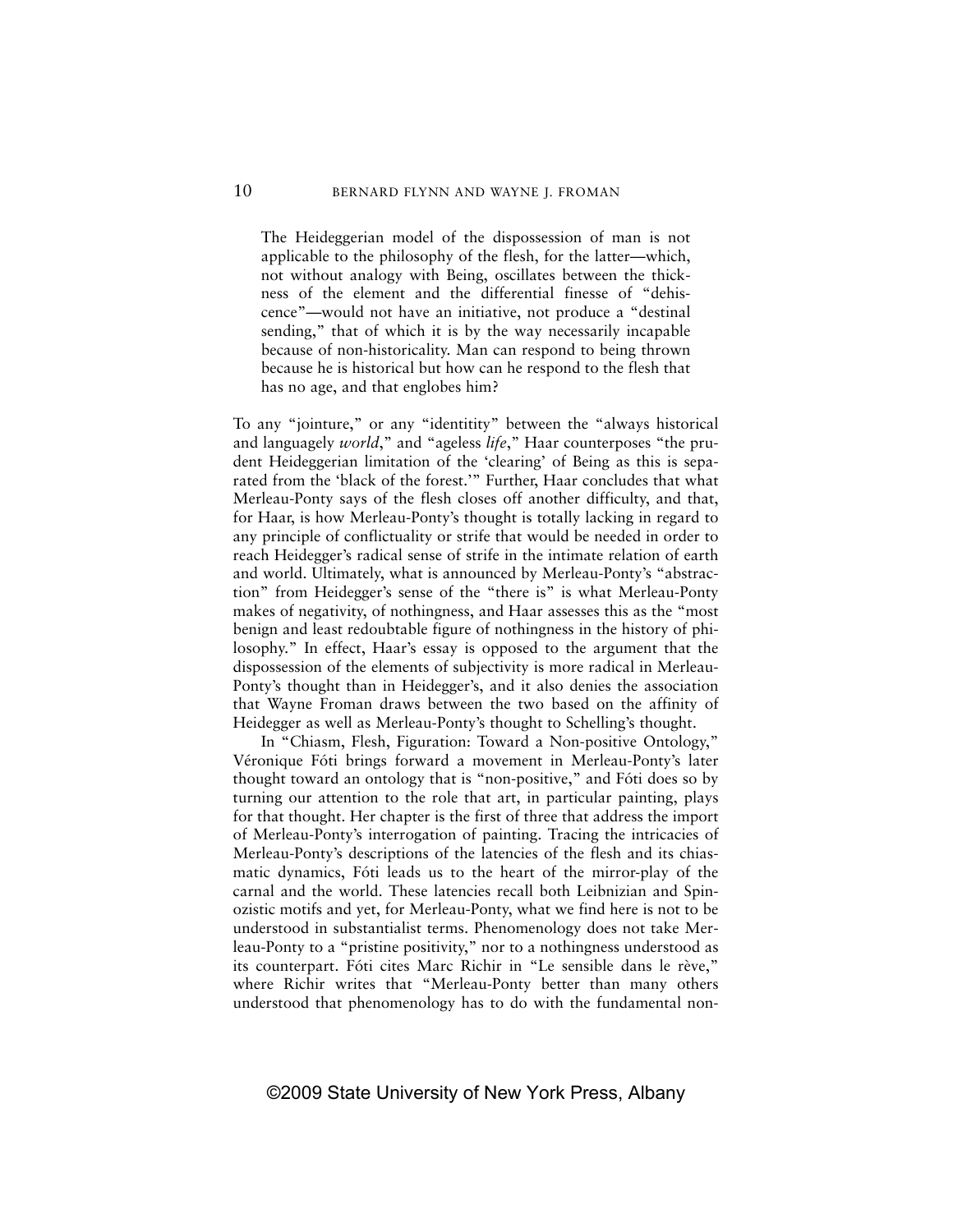> The Heideggerian model of the dispossession of man is not applicable to the philosophy of the flesh, for the latter—which, not without analogy with Being, oscillates between the thickness of the element and the differential finesse of "dehiscence"—would not have an initiative, not produce a "destinal sending," that of which it is by the way necessarily incapable because of non-historicality. Man can respond to being thrown because he is historical but how can he respond to the flesh that has no age, and that englobes him?

To any "jointure," or any "identitity" between the "always historical and languagely *world*," and "ageless *life*," Haar counterposes "the prudent Heideggerian limitation of the 'clearing' of Being as this is separated from the 'black of the forest.'" Further, Haar concludes that what Merleau-Ponty says of the flesh closes off another difficulty, and that, for Haar, is how Merleau-Ponty's thought is totally lacking in regard to any principle of conflictuality or strife that would be needed in order to reach Heidegger's radical sense of strife in the intimate relation of earth and world. Ultimately, what is announced by Merleau-Ponty's "abstraction" from Heidegger's sense of the "there is" is what Merleau-Ponty makes of negativity, of nothingness, and Haar assesses this as the "most benign and least redoubtable figure of nothingness in the history of philosophy." In effect, Haar's essay is opposed to the argument that the dispossession of the elements of subjectivity is more radical in Merleau-Ponty's thought than in Heidegger's, and it also denies the association that Wayne Froman draws between the two based on the affinity of Heidegger as well as Merleau-Ponty's thought to Schelling's thought.

In "Chiasm, Flesh, Figuration: Toward a Non-positive Ontology," Véronique Fóti brings forward a movement in Merleau-Ponty's later thought toward an ontology that is "non-positive," and Fóti does so by turning our attention to the role that art, in particular painting, plays for that thought. Her chapter is the first of three that address the import of Merleau-Ponty's interrogation of painting. Tracing the intricacies of Merleau-Ponty's descriptions of the latencies of the flesh and its chiasmatic dynamics, Fóti leads us to the heart of the mirror-play of the carnal and the world. These latencies recall both Leibnizian and Spinozistic motifs and yet, for Merleau-Ponty, what we find here is not to be understood in substantialist terms. Phenomenology does not take Merleau-Ponty to a "pristine positivity," nor to a nothingness understood as its counterpart. Fóti cites Marc Richir in "Le sensible dans le rève," where Richir writes that "Merleau-Ponty better than many others understood that phenomenology has to do with the fundamental non-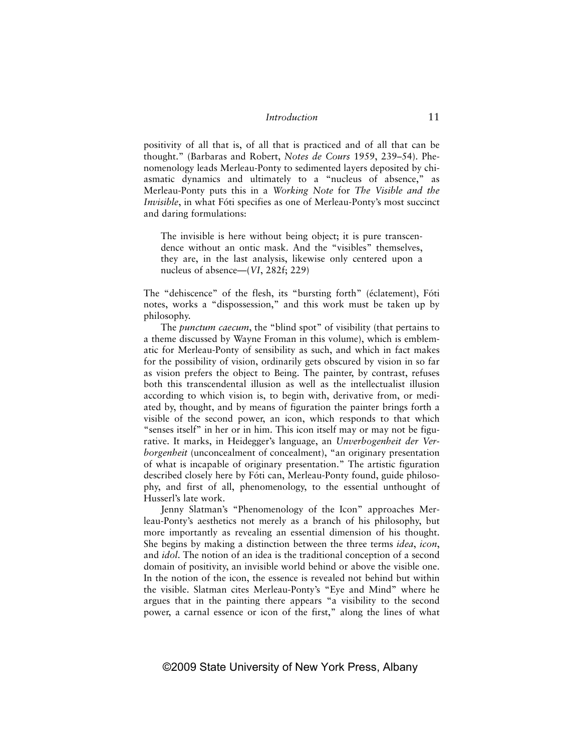positivity of all that is, of all that is practiced and of all that can be thought." (Barbaras and Robert, *Notes de Cours* 1959, 239–54). Phenomenology leads Merleau-Ponty to sedimented layers deposited by chiasmatic dynamics and ultimately to a "nucleus of absence," as Merleau-Ponty puts this in a *Working Note* for *The Visible and the Invisible*, in what Fóti specifies as one of Merleau-Ponty's most succinct and daring formulations:

> The invisible is here without being object; it is pure transcendence without an ontic mask. And the "visibles" themselves, they are, in the last analysis, likewise only centered upon a nucleus of absence—(*VI*, 282f; 229)

The "dehiscence" of the flesh, its "bursting forth" (éclatement), Fóti notes, works a "dispossession," and this work must be taken up by philosophy.

The *punctum caecum*, the "blind spot" of visibility (that pertains to a theme discussed by Wayne Froman in this volume), which is emblematic for Merleau-Ponty of sensibility as such, and which in fact makes for the possibility of vision, ordinarily gets obscured by vision in so far as vision prefers the object to Being. The painter, by contrast, refuses both this transcendental illusion as well as the intellectualist illusion according to which vision is, to begin with, derivative from, or mediated by, thought, and by means of figuration the painter brings forth a visible of the second power, an icon, which responds to that which "senses itself" in her or in him. This icon itself may or may not be figurative. It marks, in Heidegger's language, an *Unverborgenheit der Verborgenheit* (unconcealment of concealment), "an originary presentation of what is incapable of originary presentation." The artistic figuration described closely here by Fóti can, Merleau-Ponty found, guide philosophy, and first of all, phenomenology, to the essential unthought of Husserl's late work.

Jenny Slatman's "Phenomenology of the Icon" approaches Merleau-Ponty's aesthetics not merely as a branch of his philosophy, but more importantly as revealing an essential dimension of his thought. She begins by making a distinction between the three terms *idea*, *icon*, and *idol*. The notion of an idea is the traditional conception of a second domain of positivity, an invisible world behind or above the visible one. In the notion of the icon, the essence is revealed not behind but within the visible. Slatman cites Merleau-Ponty's "Eye and Mind" where he argues that in the painting there appears "a visibility to the second power, a carnal essence or icon of the first," along the lines of what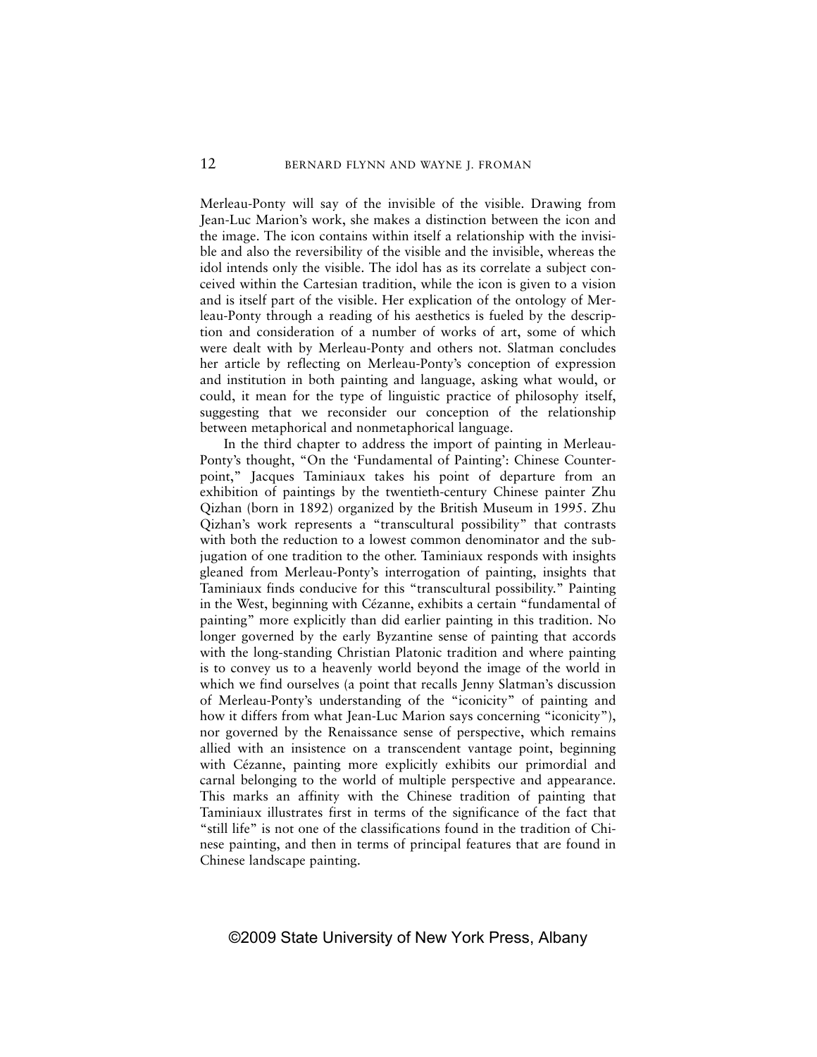Merleau-Ponty will say of the invisible of the visible. Drawing from Jean-Luc Marion's work, she makes a distinction between the icon and the image. The icon contains within itself a relationship with the invisible and also the reversibility of the visible and the invisible, whereas the idol intends only the visible. The idol has as its correlate a subject conceived within the Cartesian tradition, while the icon is given to a vision and is itself part of the visible. Her explication of the ontology of Merleau-Ponty through a reading of his aesthetics is fueled by the description and consideration of a number of works of art, some of which were dealt with by Merleau-Ponty and others not. Slatman concludes her article by reflecting on Merleau-Ponty's conception of expression and institution in both painting and language, asking what would, or could, it mean for the type of linguistic practice of philosophy itself, suggesting that we reconsider our conception of the relationship between metaphorical and nonmetaphorical language.

In the third chapter to address the import of painting in Merleau-Ponty's thought, "On the 'Fundamental of Painting': Chinese Counterpoint," Jacques Taminiaux takes his point of departure from an exhibition of paintings by the twentieth-century Chinese painter Zhu Qizhan (born in 1892) organized by the British Museum in 1995. Zhu Qizhan's work represents a "transcultural possibility" that contrasts with both the reduction to a lowest common denominator and the subjugation of one tradition to the other. Taminiaux responds with insights gleaned from Merleau-Ponty's interrogation of painting, insights that Taminiaux finds conducive for this "transcultural possibility." Painting in the West, beginning with Cézanne, exhibits a certain "fundamental of painting" more explicitly than did earlier painting in this tradition. No longer governed by the early Byzantine sense of painting that accords with the long-standing Christian Platonic tradition and where painting is to convey us to a heavenly world beyond the image of the world in which we find ourselves (a point that recalls Jenny Slatman's discussion of Merleau-Ponty's understanding of the "iconicity" of painting and how it differs from what Jean-Luc Marion says concerning "iconicity"), nor governed by the Renaissance sense of perspective, which remains allied with an insistence on a transcendent vantage point, beginning with Cézanne, painting more explicitly exhibits our primordial and carnal belonging to the world of multiple perspective and appearance. This marks an affinity with the Chinese tradition of painting that Taminiaux illustrates first in terms of the significance of the fact that "still life" is not one of the classifications found in the tradition of Chinese painting, and then in terms of principal features that are found in Chinese landscape painting.

©2009 State University of New York Press, Albany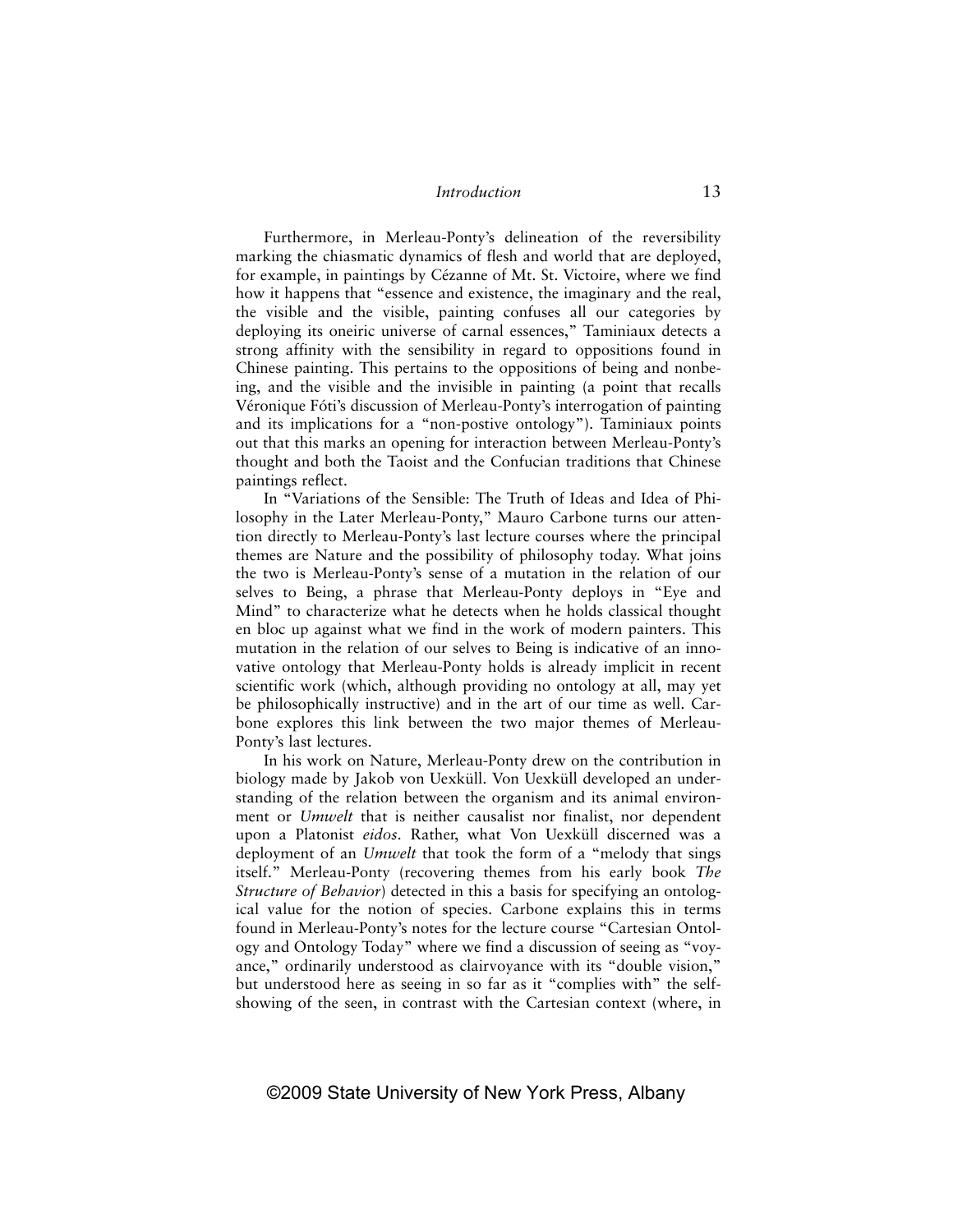Furthermore, in Merleau-Ponty's delineation of the reversibility marking the chiasmatic dynamics of flesh and world that are deployed, for example, in paintings by Cézanne of Mt. St. Victoire, where we find how it happens that "essence and existence, the imaginary and the real, the visible and the visible, painting confuses all our categories by deploying its oneiric universe of carnal essences," Taminiaux detects a strong affinity with the sensibility in regard to oppositions found in Chinese painting. This pertains to the oppositions of being and nonbeing, and the visible and the invisible in painting (a point that recalls Véronique Fóti's discussion of Merleau-Ponty's interrogation of painting and its implications for a "non-postive ontology"). Taminiaux points out that this marks an opening for interaction between Merleau-Ponty's thought and both the Taoist and the Confucian traditions that Chinese paintings reflect.

In "Variations of the Sensible: The Truth of Ideas and Idea of Philosophy in the Later Merleau-Ponty," Mauro Carbone turns our attention directly to Merleau-Ponty's last lecture courses where the principal themes are Nature and the possibility of philosophy today. What joins the two is Merleau-Ponty's sense of a mutation in the relation of our selves to Being, a phrase that Merleau-Ponty deploys in "Eye and Mind" to characterize what he detects when he holds classical thought en bloc up against what we find in the work of modern painters. This mutation in the relation of our selves to Being is indicative of an innovative ontology that Merleau-Ponty holds is already implicit in recent scientific work (which, although providing no ontology at all, may yet be philosophically instructive) and in the art of our time as well. Carbone explores this link between the two major themes of Merleau-Ponty's last lectures.

In his work on Nature, Merleau-Ponty drew on the contribution in biology made by Jakob von Uexküll. Von Uexküll developed an understanding of the relation between the organism and its animal environment or *Umwelt* that is neither causalist nor finalist, nor dependent upon a Platonist *eidos*. Rather, what Von Uexküll discerned was a deployment of an *Umwelt* that took the form of a "melody that sings itself." Merleau-Ponty (recovering themes from his early book *The Structure of Behavior*) detected in this a basis for specifying an ontological value for the notion of species. Carbone explains this in terms found in Merleau-Ponty's notes for the lecture course "Cartesian Ontology and Ontology Today" where we find a discussion of seeing as "voyance," ordinarily understood as clairvoyance with its "double vision," but understood here as seeing in so far as it "complies with" the self-showing of the seen, in contrast with the Cartesian context (where, in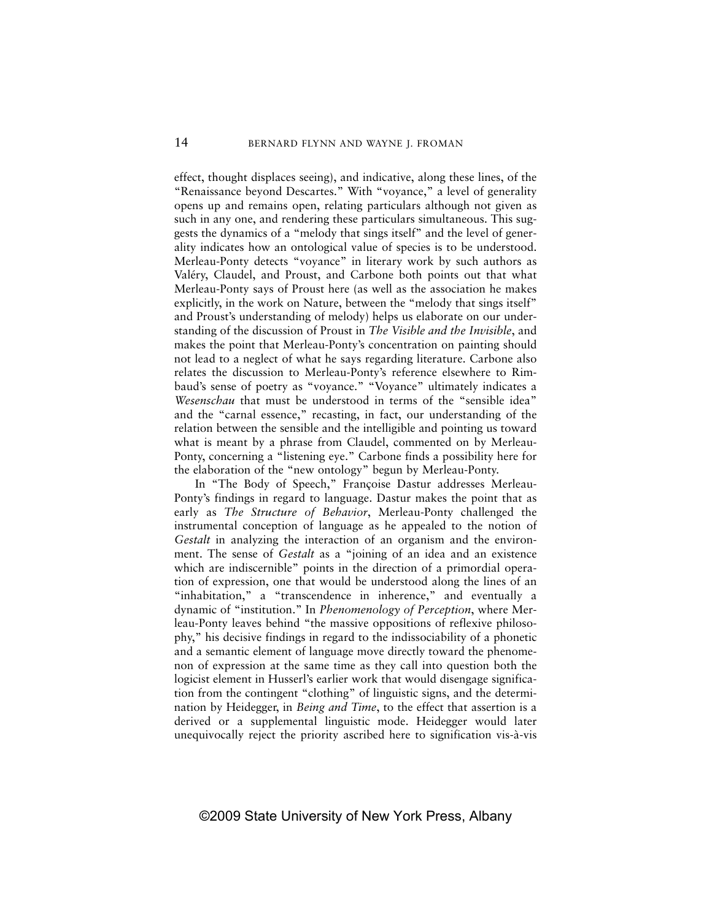effect, thought displaces seeing), and indicative, along these lines, of the "Renaissance beyond Descartes." With "voyance," a level of generality opens up and remains open, relating particulars although not given as such in any one, and rendering these particulars simultaneous. This suggests the dynamics of a "melody that sings itself" and the level of generality indicates how an ontological value of species is to be understood. Merleau-Ponty detects "voyance" in literary work by such authors as Valéry, Claudel, and Proust, and Carbone both points out that what Merleau-Ponty says of Proust here (as well as the association he makes explicitly, in the work on Nature, between the "melody that sings itself" and Proust's understanding of melody) helps us elaborate on our understanding of the discussion of Proust in *The Visible and the Invisible*, and makes the point that Merleau-Ponty's concentration on painting should not lead to a neglect of what he says regarding literature. Carbone also relates the discussion to Merleau-Ponty's reference elsewhere to Rimbaud's sense of poetry as "voyance." "Voyance" ultimately indicates a *Wesenschau* that must be understood in terms of the "sensible idea" and the "carnal essence," recasting, in fact, our understanding of the relation between the sensible and the intelligible and pointing us toward what is meant by a phrase from Claudel, commented on by Merleau-Ponty, concerning a "listening eye." Carbone finds a possibility here for the elaboration of the "new ontology" begun by Merleau-Ponty.

In "The Body of Speech," Françoise Dastur addresses Merleau-Ponty's findings in regard to language. Dastur makes the point that as early as *The Structure of Behavior*, Merleau-Ponty challenged the instrumental conception of language as he appealed to the notion of *Gestalt* in analyzing the interaction of an organism and the environment. The sense of *Gestalt* as a "joining of an idea and an existence which are indiscernible" points in the direction of a primordial operation of expression, one that would be understood along the lines of an "inhabitation," a "transcendence in inherence," and eventually a dynamic of "institution." In *Phenomenology of Perception*, where Merleau-Ponty leaves behind "the massive oppositions of reflexive philosophy," his decisive findings in regard to the indissociability of a phonetic and a semantic element of language move directly toward the phenomenon of expression at the same time as they call into question both the logicist element in Husserl's earlier work that would disengage signification from the contingent "clothing" of linguistic signs, and the determination by Heidegger, in *Being and Time*, to the effect that assertion is a derived or a supplemental linguistic mode. Heidegger would later unequivocally reject the priority ascribed here to signification vis-à-vis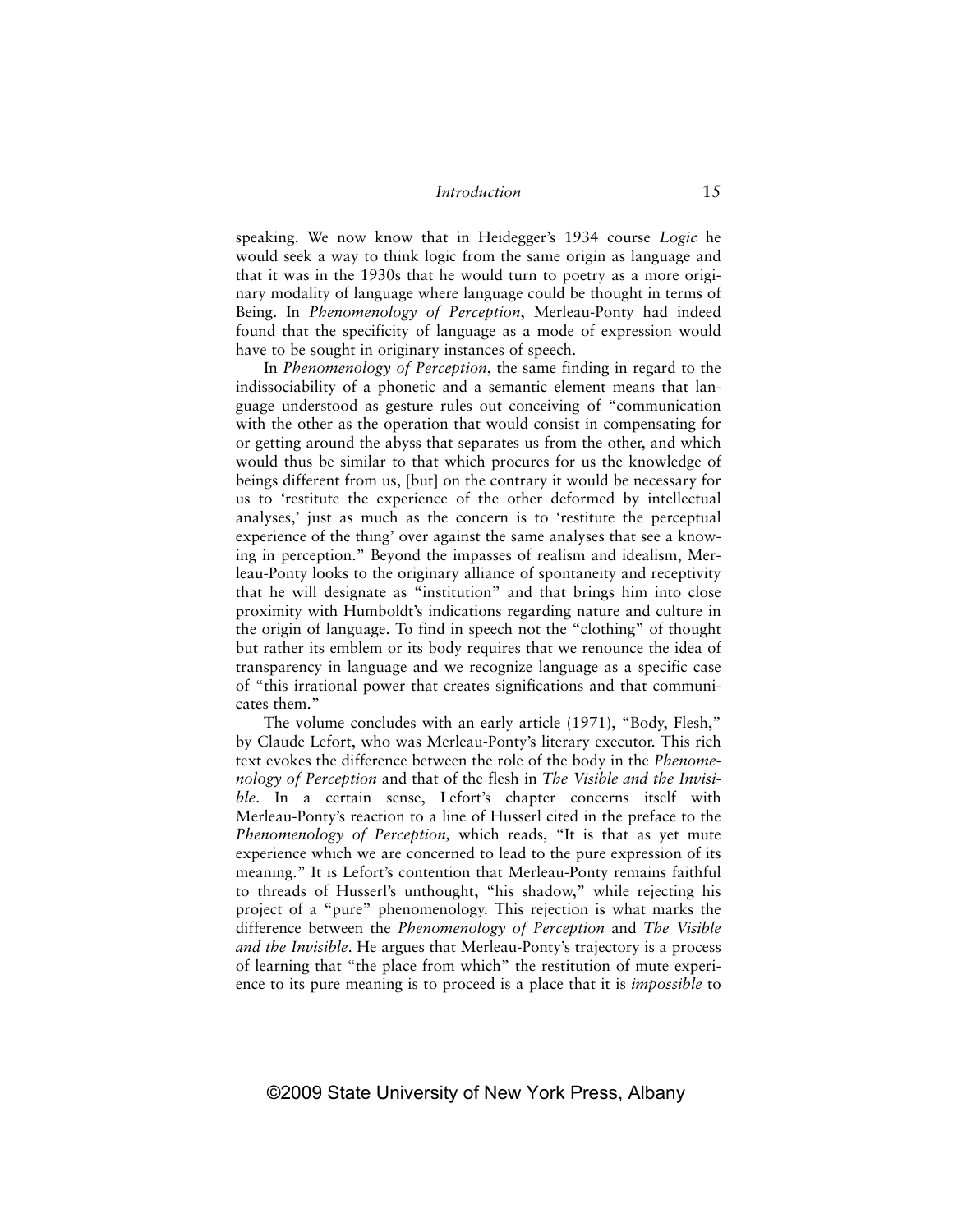speaking. We now know that in Heidegger's 1934 course *Logic* he would seek a way to think logic from the same origin as language and that it was in the 1930s that he would turn to poetry as a more originary modality of language where language could be thought in terms of Being. In *Phenomenology of Perception*, Merleau-Ponty had indeed found that the specificity of language as a mode of expression would have to be sought in originary instances of speech.

In *Phenomenology of Perception*, the same finding in regard to the indissociability of a phonetic and a semantic element means that language understood as gesture rules out conceiving of "communication with the other as the operation that would consist in compensating for or getting around the abyss that separates us from the other, and which would thus be similar to that which procures for us the knowledge of beings different from us, [but] on the contrary it would be necessary for us to 'restitute the experience of the other deformed by intellectual analyses,' just as much as the concern is to 'restitute the perceptual experience of the thing' over against the same analyses that see a knowing in perception." Beyond the impasses of realism and idealism, Merleau-Ponty looks to the originary alliance of spontaneity and receptivity that he will designate as "institution" and that brings him into close proximity with Humboldt's indications regarding nature and culture in the origin of language. To find in speech not the "clothing" of thought but rather its emblem or its body requires that we renounce the idea of transparency in language and we recognize language as a specific case of "this irrational power that creates significations and that communicates them."

The volume concludes with an early article (1971), "Body, Flesh," by Claude Lefort, who was Merleau-Ponty's literary executor. This rich text evokes the difference between the role of the body in the *Phenomenology of Perception* and that of the flesh in *The Visible and the Invisible*. In a certain sense, Lefort's chapter concerns itself with Merleau-Ponty's reaction to a line of Husserl cited in the preface to the *Phenomenology of Perception,* which reads, "It is that as yet mute experience which we are concerned to lead to the pure expression of its meaning." It is Lefort's contention that Merleau-Ponty remains faithful to threads of Husserl's unthought, "his shadow," while rejecting his project of a "pure" phenomenology. This rejection is what marks the difference between the *Phenomenology of Perception* and *The Visible and the Invisible*. He argues that Merleau-Ponty's trajectory is a process of learning that "the place from which" the restitution of mute experience to its pure meaning is to proceed is a place that it is *impossible* to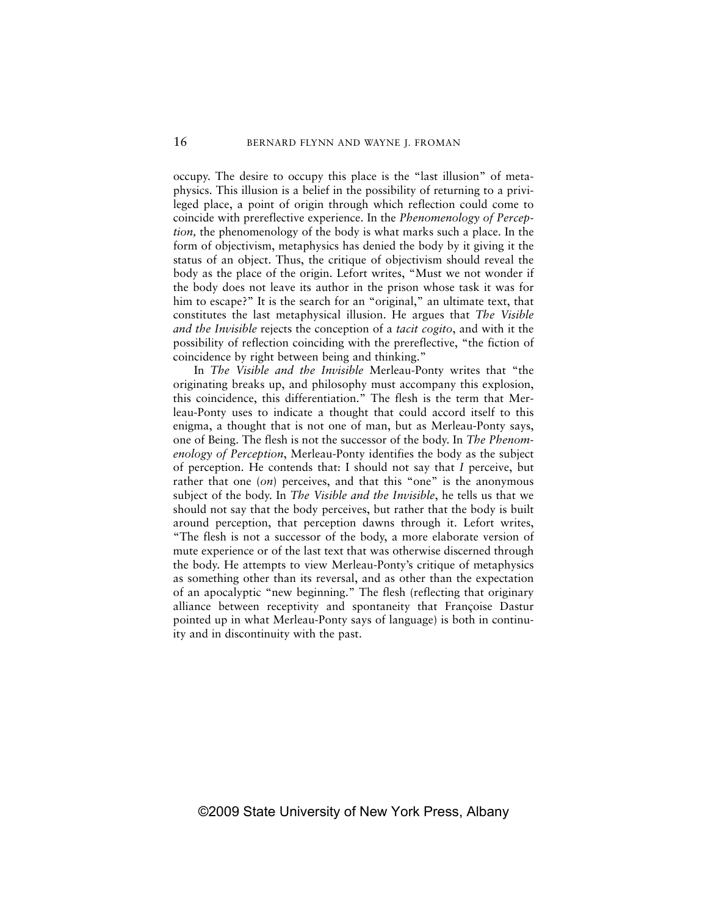occupy. The desire to occupy this place is the "last illusion" of metaphysics. This illusion is a belief in the possibility of returning to a privileged place, a point of origin through which reflection could come to coincide with prereflective experience. In the *Phenomenology of Perception,* the phenomenology of the body is what marks such a place. In the form of objectivism, metaphysics has denied the body by it giving it the status of an object. Thus, the critique of objectivism should reveal the body as the place of the origin. Lefort writes, "Must we not wonder if the body does not leave its author in the prison whose task it was for him to escape?" It is the search for an "original," an ultimate text, that constitutes the last metaphysical illusion. He argues that *The Visible and the Invisible* rejects the conception of a *tacit cogito*, and with it the possibility of reflection coinciding with the prereflective, "the fiction of coincidence by right between being and thinking."

In *The Visible and the Invisible* Merleau-Ponty writes that "the originating breaks up, and philosophy must accompany this explosion, this coincidence, this differentiation." The flesh is the term that Merleau-Ponty uses to indicate a thought that could accord itself to this enigma, a thought that is not one of man, but as Merleau-Ponty says, one of Being. The flesh is not the successor of the body. In *The Phenomenology of Perception*, Merleau-Ponty identifies the body as the subject of perception. He contends that: I should not say that *I* perceive, but rather that one (*on*) perceives, and that this "one" is the anonymous subject of the body. In *The Visible and the Invisible*, he tells us that we should not say that the body perceives, but rather that the body is built around perception, that perception dawns through it. Lefort writes, "The flesh is not a successor of the body, a more elaborate version of mute experience or of the last text that was otherwise discerned through the body. He attempts to view Merleau-Ponty's critique of metaphysics as something other than its reversal, and as other than the expectation of an apocalyptic "new beginning." The flesh (reflecting that originary alliance between receptivity and spontaneity that Françoise Dastur pointed up in what Merleau-Ponty says of language) is both in continuity and in discontinuity with the past.